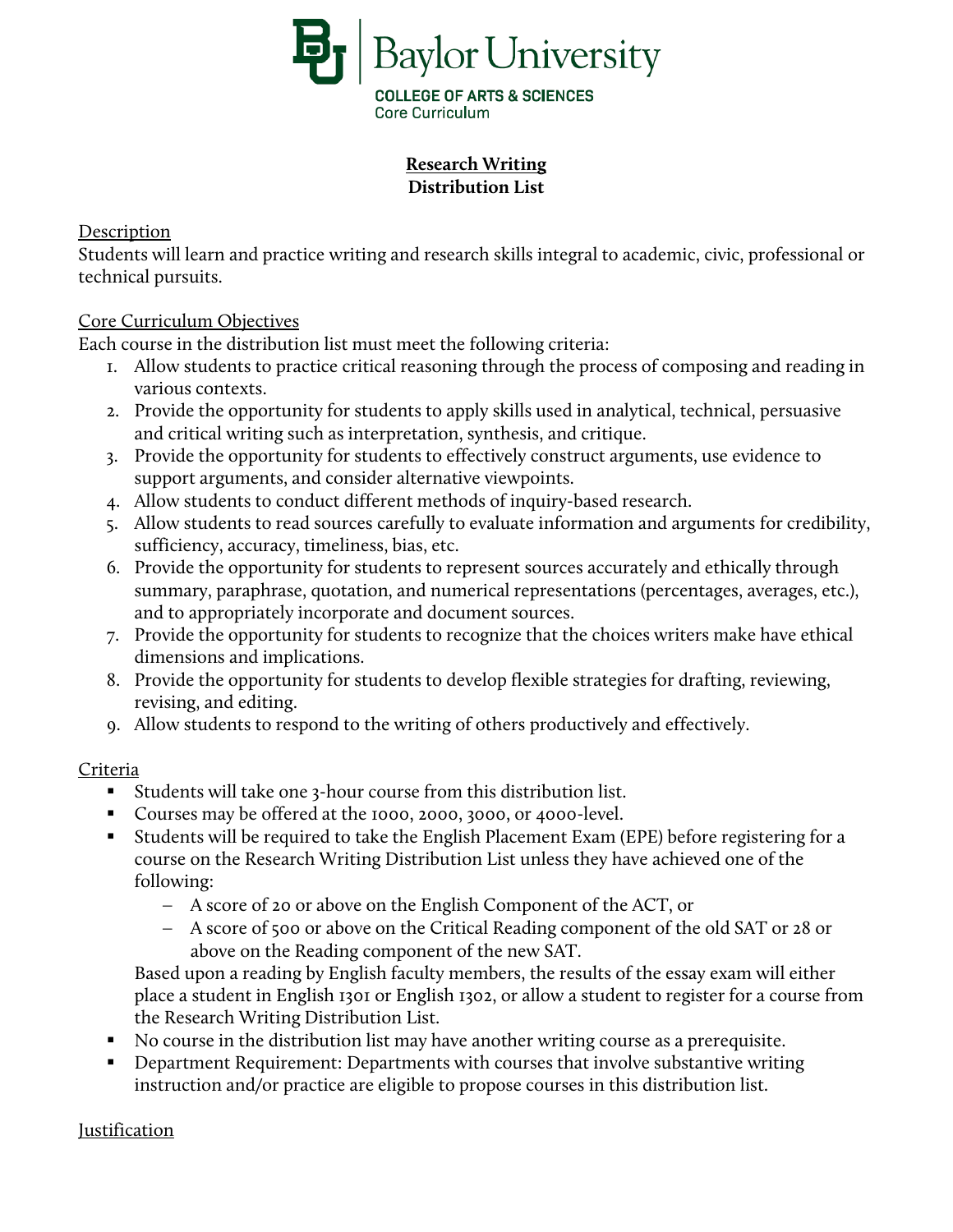Baylor University

COLLEGE OF ARTS & SCIENCES
Core Curriculum

# Research Writing
## Distribution List

### Description

Students will learn and practice writing and research skills integral to academic, civic, professional or technical pursuits.

### Core Curriculum Objectives

Each course in the distribution list must meet the following criteria:

1. Allow students to practice critical reasoning through the process of composing and reading in various contexts.
2. Provide the opportunity for students to apply skills used in analytical, technical, persuasive and critical writing such as interpretation, synthesis, and critique.
3. Provide the opportunity for students to effectively construct arguments, use evidence to support arguments, and consider alternative viewpoints.
4. Allow students to conduct different methods of inquiry-based research.
5. Allow students to read sources carefully to evaluate information and arguments for credibility, sufficiency, accuracy, timeliness, bias, etc.
6. Provide the opportunity for students to represent sources accurately and ethically through summary, paraphrase, quotation, and numerical representations (percentages, averages, etc.), and to appropriately incorporate and document sources.
7. Provide the opportunity for students to recognize that the choices writers make have ethical dimensions and implications.
8. Provide the opportunity for students to develop flexible strategies for drafting, reviewing, revising, and editing.
9. Allow students to respond to the writing of others productively and effectively.

### Criteria

- Students will take one 3-hour course from this distribution list.
- Courses may be offered at the 1000, 2000, 3000, or 4000-level.
- Students will be required to take the English Placement Exam (EPE) before registering for a course on the Research Writing Distribution List unless they have achieved one of the following:
  - A score of 20 or above on the English Component of the ACT, or
  - A score of 500 or above on the Critical Reading component of the old SAT or 28 or above on the Reading component of the new SAT.

  Based upon a reading by English faculty members, the results of the essay exam will either place a student in English 1301 or English 1302, or allow a student to register for a course from the Research Writing Distribution List.
- No course in the distribution list may have another writing course as a prerequisite.
- Department Requirement: Departments with courses that involve substantive writing instruction and/or practice are eligible to propose courses in this distribution list.

### Justification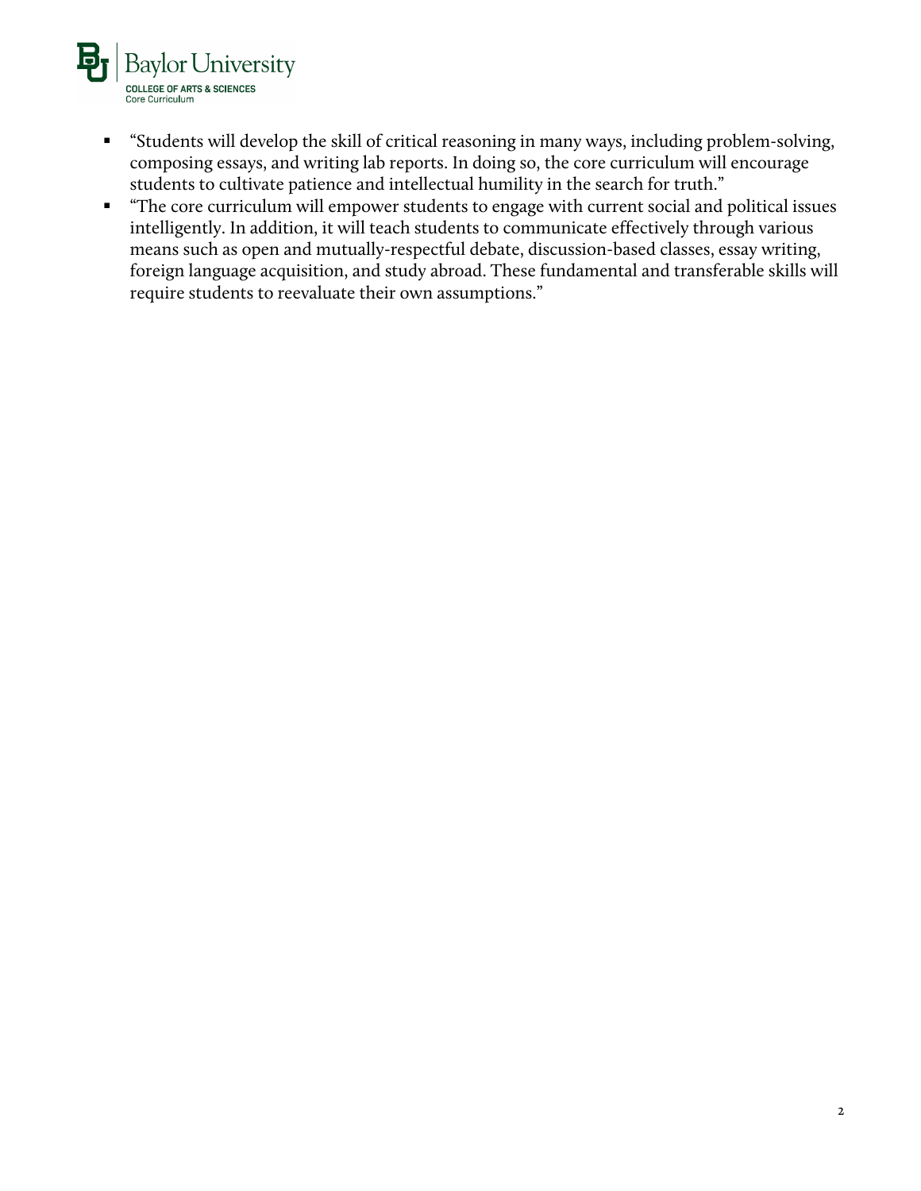- "Students will develop the skill of critical reasoning in many ways, including problem-solving, composing essays, and writing lab reports. In doing so, the core curriculum will encourage students to cultivate patience and intellectual humility in the search for truth."
- "The core curriculum will empower students to engage with current social and political issues intelligently. In addition, it will teach students to communicate effectively through various means such as open and mutually-respectful debate, discussion-based classes, essay writing, foreign language acquisition, and study abroad. These fundamental and transferable skills will require students to reevaluate their own assumptions."